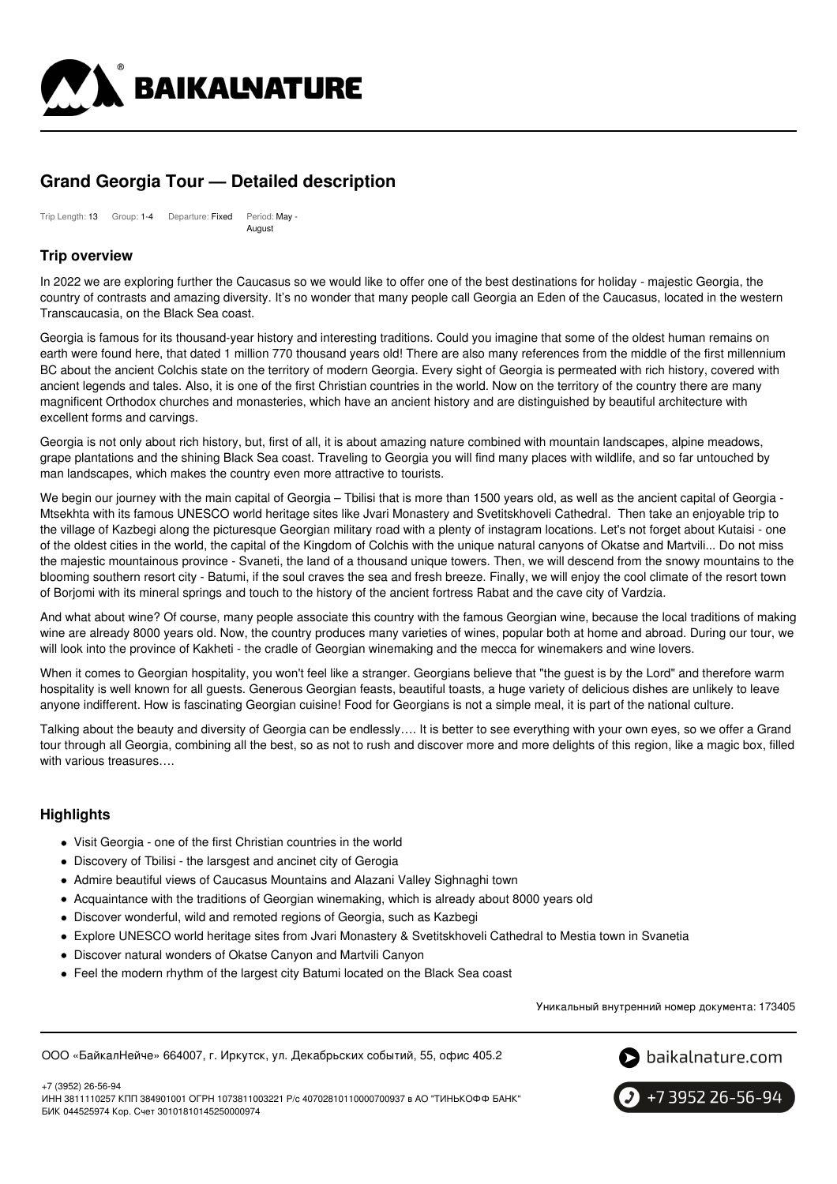# Grand Georgia Tour — Detailed description

Trip Length: 13 Group: 1-4 Departure: Fixed Period: May - August

## Trip overview

In 2022 we are exploring further the Caucasus so we would like to offer one of the best destinations for holiday - majestic Georgia, the country of contrasts and amazing diversity. It's no wonder that many people call Georgia an Eden of the Caucasus, located in the western Transcaucasia, on the Black Sea coast.

Georgia is famous for its thousand-year history and interesting traditions. Could you imagine that some of the oldest human remains on earth were found here, that dated 1 million 770 thousand years old! There are also many references from the middle of the first millennium BC about the ancient Colchis state on the territory of modern Georgia. Every sight of Georgia is permeated with rich history, covered with ancient legends and tales. Also, it is one of the first Christian countries in the world. Now on the territory of the country there are many magnificent Orthodox churches and monasteries, which have an ancient history and are distinguished by beautiful architecture with excellent forms and carvings.

Georgia is not only about rich history, but, first of all, it is about amazing nature combined with mountain landscapes, alpine meadows, grape plantations and the shining Black Sea coast. Traveling to Georgia you will find many places with wildlife, and so far untouched by man landscapes, which makes the country even more attractive to tourists.

We begin our journey with the main capital of Georgia – Tbilisi that is more than 1500 years old, as well as the ancient capital of Georgia - Mtsekhta with its famous UNESCO world heritage sites like Jvari Monastery and Svetitskhoveli Cathedral. Then take an enjoyable trip to the village of Kazbegi along the picturesque Georgian military road with a plenty of instagram locations. Let's not forget about Kutaisi - one of the oldest cities in the world, the capital of the Kingdom of Colchis with the unique natural canyons of Okatse and Martvili... Do not miss the majestic mountainous province - Svaneti, the land of a thousand unique towers. Then, we will descend from the snowy mountains to the blooming southern resort city - Batumi, if the soul craves the sea and fresh breeze. Finally, we will enjoy the cool climate of the resort town of Borjomi with its mineral springs and touch to the history of the ancient fortress Rabat and the cave city of Vardzia.

And what about wine? Of course, many people associate this country with the famous Georgian wine, because the local traditions of making wine are already 8000 years old. Now, the country produces many varieties of wines, popular both at home and abroad. During our tour, we will look into the province of Kakheti - the cradle of Georgian winemaking and the mecca for winemakers and wine lovers.

When it comes to Georgian hospitality, you won't feel like a stranger. Georgians believe that "the guest is by the Lord" and therefore warm hospitality is well known for all guests. Generous Georgian feasts, beautiful toasts, a huge variety of delicious dishes are unlikely to leave anyone indifferent. How is fascinating Georgian cuisine! Food for Georgians is not a simple meal, it is part of the national culture.

Talking about the beauty and diversity of Georgia can be endlessly…. It is better to see everything with your own eyes, so we offer a Grand tour through all Georgia, combining all the best, so as not to rush and discover more and more delights of this region, like a magic box, filled with various treasures….

## Highlights

- Visit Georgia - one of the first Christian countries in the world
- Discovery of Tbilisi - the larsgest and ancinet city of Gerogia
- Admire beautiful views of Caucasus Mountains and Alazani Valley Sighnaghi town
- Acquaintance with the traditions of Georgian winemaking, which is already about 8000 years old
- Discover wonderful, wild and remoted regions of Georgia, such as Kazbegi
- Explore UNESCO world heritage sites from Jvari Monastery & Svetitskhoveli Cathedral to Mestia town in Svanetia
- Discover natural wonders of Okatse Canyon and Martvili Canyon
- Feel the modern rhythm of the largest city Batumi located on the Black Sea coast

Уникальный внутренний номер документа: 173405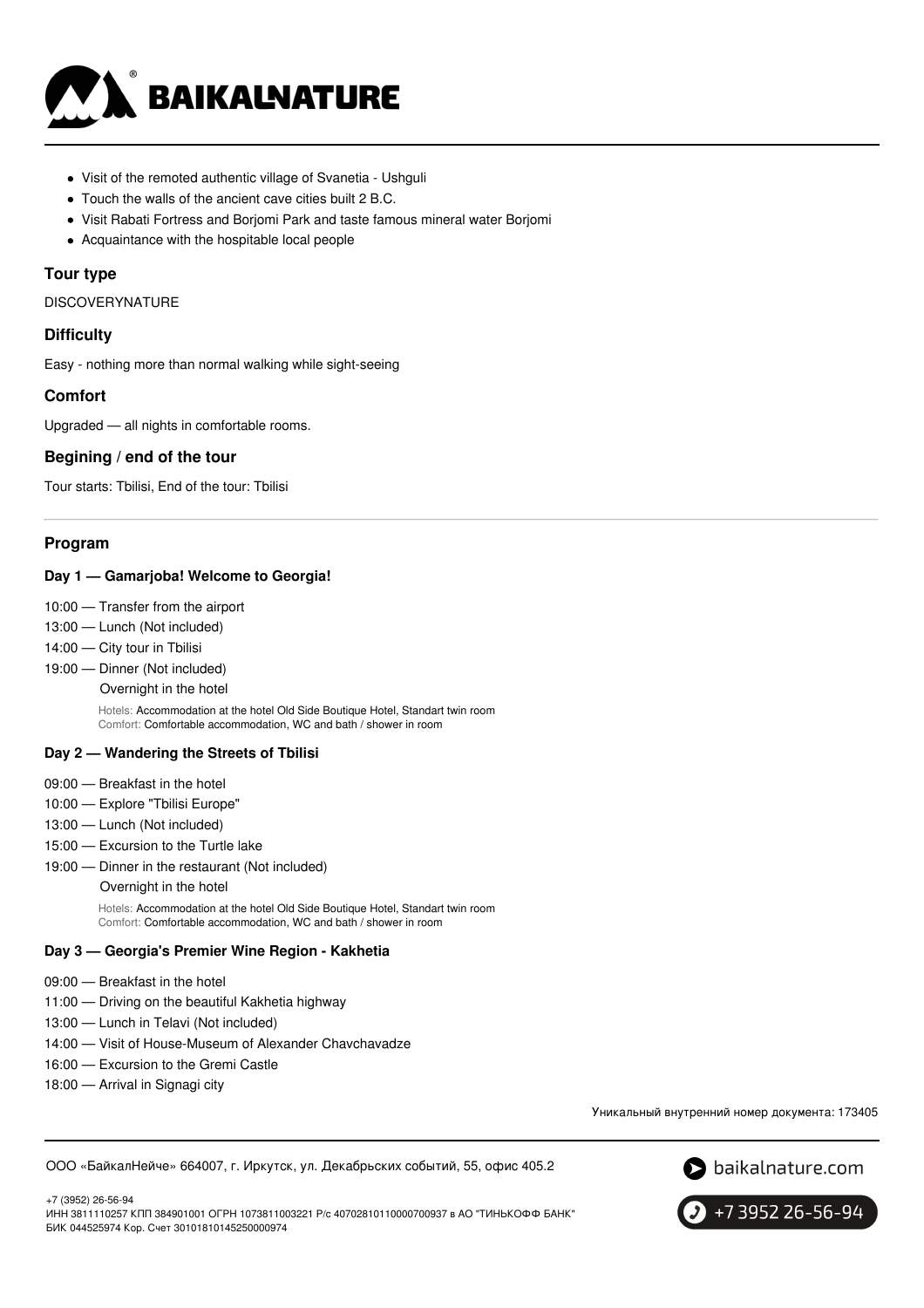- Visit of the remoted authentic village of Svanetia - Ushguli
- Touch the walls of the ancient cave cities built 2 B.C.
- Visit Rabati Fortress and Borjomi Park and taste famous mineral water Borjomi
- Acquaintance with the hospitable local people

### Tour type

DISCOVERYNATURE

### Difficulty

Easy - nothing more than normal walking while sight-seeing

### Comfort

Upgraded — all nights in comfortable rooms.

### Begining / end of the tour

Tour starts: Tbilisi, End of the tour: Tbilisi

---

### Program

#### Day 1 — Gamarjoba! Welcome to Georgia!

10:00 — Transfer from the airport
13:00 — Lunch (Not included)
14:00 — City tour in Tbilisi
19:00 — Dinner (Not included)
Overnight in the hotel

Hotels: Accommodation at the hotel Old Side Boutique Hotel, Standart twin room
Comfort: Comfortable accommodation, WC and bath / shower in room

#### Day 2 — Wandering the Streets of Tbilisi

09:00 — Breakfast in the hotel
10:00 — Explore "Tbilisi Europe"
13:00 — Lunch (Not included)
15:00 — Excursion to the Turtle lake
19:00 — Dinner in the restaurant (Not included)
Overnight in the hotel

Hotels: Accommodation at the hotel Old Side Boutique Hotel, Standart twin room
Comfort: Comfortable accommodation, WC and bath / shower in room

#### Day 3 — Georgia's Premier Wine Region - Kakhetia

09:00 — Breakfast in the hotel
11:00 — Driving on the beautiful Kakhetia highway
13:00 — Lunch in Telavi (Not included)
14:00 — Visit of House-Museum of Alexander Chavchavadze
16:00 — Excursion to the Gremi Castle
18:00 — Arrival in Signagi city

Уникальный внутренний номер документа: 173405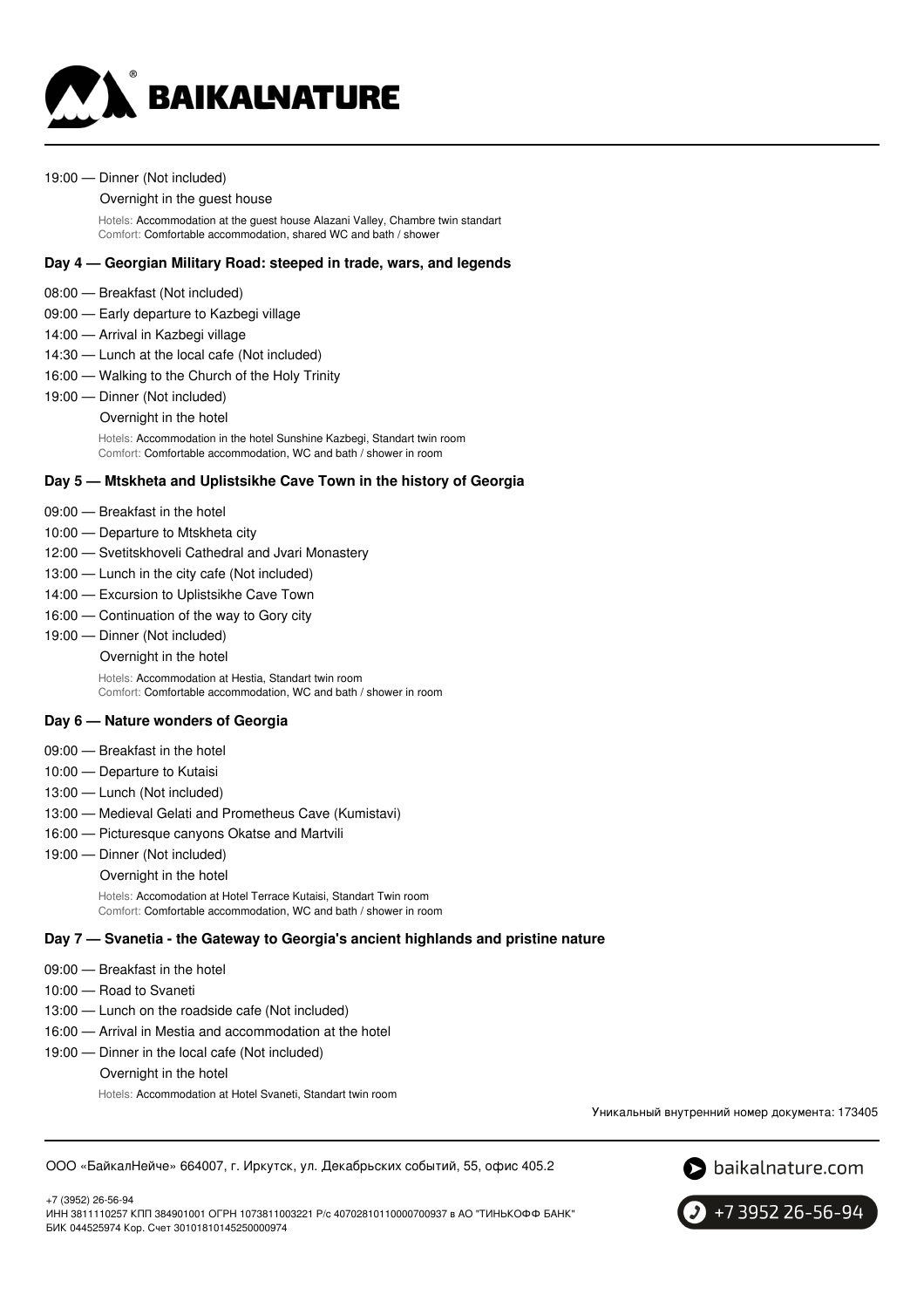19:00 — Dinner (Not included)

Overnight in the guest house

Hotels: Accommodation at the guest house Alazani Valley, Chambre twin standart
Comfort: Comfortable accommodation, shared WC and bath / shower

### Day 4 — Georgian Military Road: steeped in trade, wars, and legends

- 08:00 — Breakfast (Not included)
- 09:00 — Early departure to Kazbegi village
- 14:00 — Arrival in Kazbegi village
- 14:30 — Lunch at the local cafe (Not included)
- 16:00 — Walking to the Church of the Holy Trinity
- 19:00 — Dinner (Not included)

Overnight in the hotel

Hotels: Accommodation in the hotel Sunshine Kazbegi, Standart twin room
Comfort: Comfortable accommodation, WC and bath / shower in room

### Day 5 — Mtskheta and Uplistsikhe Cave Town in the history of Georgia

- 09:00 — Breakfast in the hotel
- 10:00 — Departure to Mtskheta city
- 12:00 — Svetitskhoveli Cathedral and Jvari Monastery
- 13:00 — Lunch in the city cafe (Not included)
- 14:00 — Excursion to Uplistsikhe Cave Town
- 16:00 — Continuation of the way to Gory city
- 19:00 — Dinner (Not included)

Overnight in the hotel

Hotels: Accommodation at Hestia, Standart twin room
Comfort: Comfortable accommodation, WC and bath / shower in room

### Day 6 — Nature wonders of Georgia

- 09:00 — Breakfast in the hotel
- 10:00 — Departure to Kutaisi
- 13:00 — Lunch (Not included)
- 13:00 — Medieval Gelati and Prometheus Cave (Kumistavi)
- 16:00 — Picturesque canyons Okatse and Martvili
- 19:00 — Dinner (Not included)

Overnight in the hotel

Hotels: Accomodation at Hotel Terrace Kutaisi, Standart Twin room
Comfort: Comfortable accommodation, WC and bath / shower in room

### Day 7 — Svanetia - the Gateway to Georgia's ancient highlands and pristine nature

- 09:00 — Breakfast in the hotel
- 10:00 — Road to Svaneti
- 13:00 — Lunch on the roadside cafe (Not included)
- 16:00 — Arrival in Mestia and accommodation at the hotel
- 19:00 — Dinner in the local cafe (Not included)

Overnight in the hotel

Hotels: Accommodation at Hotel Svaneti, Standart twin room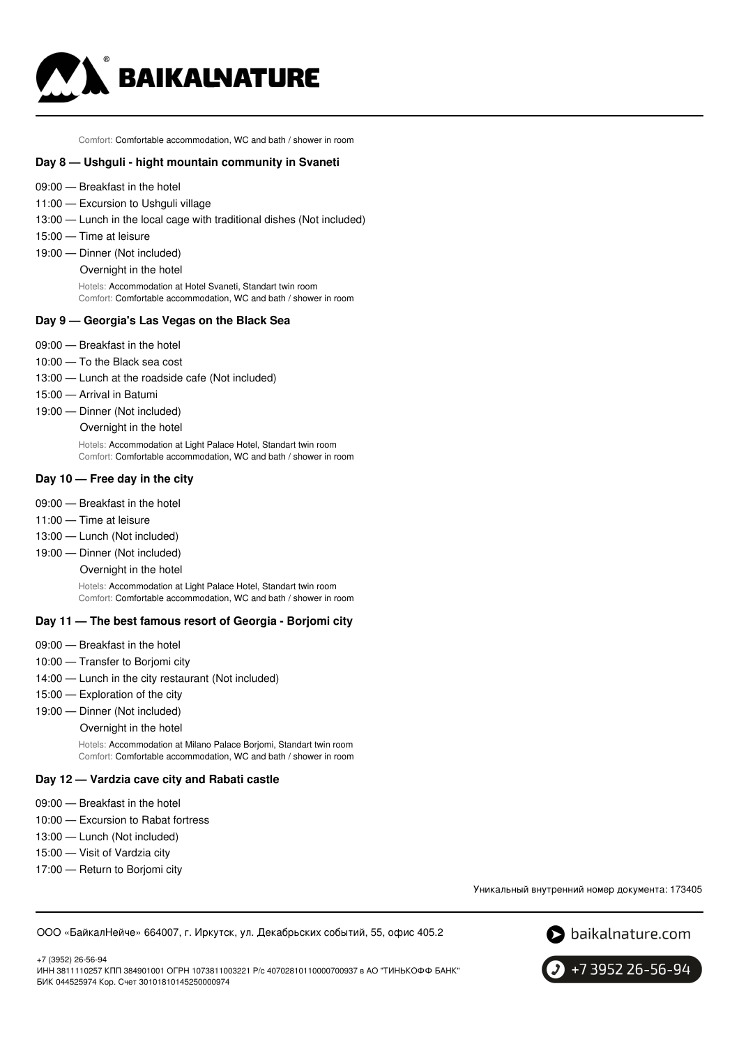Comfort: Comfortable accommodation, WC and bath / shower in room

### Day 8 — Ushguli - hight mountain community in Svaneti

- 09:00 — Breakfast in the hotel
- 11:00 — Excursion to Ushguli village
- 13:00 — Lunch in the local cage with traditional dishes (Not included)
- 15:00 — Time at leisure
- 19:00 — Dinner (Not included)

  Overnight in the hotel

  Hotels: Accommodation at Hotel Svaneti, Standart twin room
  Comfort: Comfortable accommodation, WC and bath / shower in room

### Day 9 — Georgia's Las Vegas on the Black Sea

- 09:00 — Breakfast in the hotel
- 10:00 — To the Black sea cost
- 13:00 — Lunch at the roadside cafe (Not included)
- 15:00 — Arrival in Batumi
- 19:00 — Dinner (Not included)

  Overnight in the hotel

  Hotels: Accommodation at Light Palace Hotel, Standart twin room
  Comfort: Comfortable accommodation, WC and bath / shower in room

### Day 10 — Free day in the city

- 09:00 — Breakfast in the hotel
- 11:00 — Time at leisure
- 13:00 — Lunch (Not included)
- 19:00 — Dinner (Not included)

  Overnight in the hotel

  Hotels: Accommodation at Light Palace Hotel, Standart twin room
  Comfort: Comfortable accommodation, WC and bath / shower in room

### Day 11 — The best famous resort of Georgia - Borjomi city

- 09:00 — Breakfast in the hotel
- 10:00 — Transfer to Borjomi city
- 14:00 — Lunch in the city restaurant (Not included)
- 15:00 — Exploration of the city
- 19:00 — Dinner (Not included)

  Overnight in the hotel

  Hotels: Accommodation at Milano Palace Borjomi, Standart twin room
  Comfort: Comfortable accommodation, WC and bath / shower in room

### Day 12 — Vardzia cave city and Rabati castle

- 09:00 — Breakfast in the hotel
- 10:00 — Excursion to Rabat fortress
- 13:00 — Lunch (Not included)
- 15:00 — Visit of Vardzia city
- 17:00 — Return to Borjomi city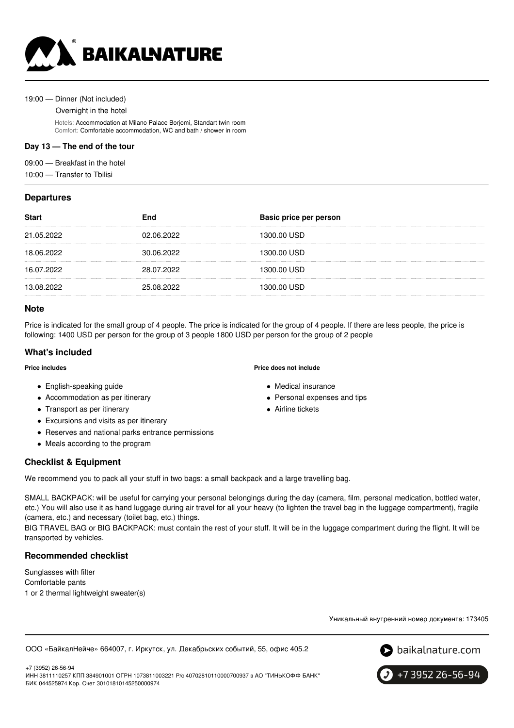19:00 — Dinner (Not included)

Overnight in the hotel

Hotels: Accommodation at Milano Palace Borjomi, Standart twin room
Comfort: Comfortable accommodation, WC and bath / shower in room

**Day 13 — The end of the tour**

09:00 — Breakfast in the hotel

10:00 — Transfer to Tbilisi

## Departures

| Start | End | Basic price per person |
|---|---|---|
| 21.05.2022 | 02.06.2022 | 1300.00 USD |
| 18.06.2022 | 30.06.2022 | 1300.00 USD |
| 16.07.2022 | 28.07.2022 | 1300.00 USD |
| 13.08.2022 | 25.08.2022 | 1300.00 USD |

## Note

Price is indicated for the small group of 4 people. The price is indicated for the group of 4 people. If there are less people, the price is following: 1400 USD per person for the group of 3 people 1800 USD per person for the group of 2 people

## What's included

**Price includes**

- English-speaking guide
- Accommodation as per itinerary
- Transport as per itinerary
- Excursions and visits as per itinerary
- Reserves and national parks entrance permissions
- Meals according to the program

**Price does not include**

- Medical insurance
- Personal expenses and tips
- Airline tickets

## Checklist & Equipment

We recommend you to pack all your stuff in two bags: a small backpack and a large travelling bag.

SMALL BACKPACK: will be useful for carrying your personal belongings during the day (camera, film, personal medication, bottled water, etc.) You will also use it as hand luggage during air travel for all your heavy (to lighten the travel bag in the luggage compartment), fragile (camera, etc.) and necessary (toilet bag, etc.) things.
BIG TRAVEL BAG or BIG BACKPACK: must contain the rest of your stuff. It will be in the luggage compartment during the flight. It will be transported by vehicles.

## Recommended checklist

Sunglasses with filter
Comfortable pants
1 or 2 thermal lightweight sweater(s)

Уникальный внутренний номер документа: 173405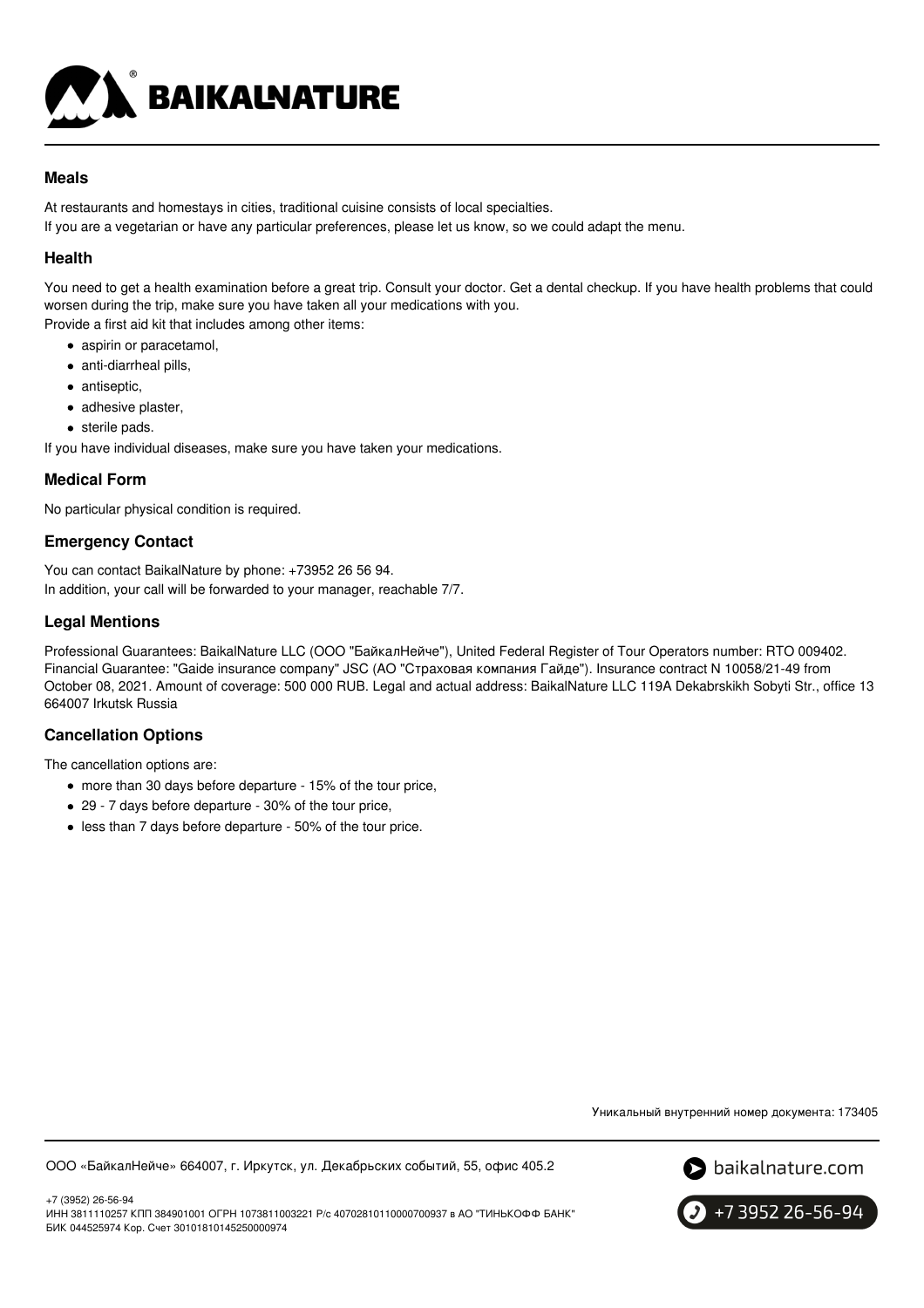## Meals

At restaurants and homestays in cities, traditional cuisine consists of local specialties.
If you are a vegetarian or have any particular preferences, please let us know, so we could adapt the menu.

## Health

You need to get a health examination before a great trip. Consult your doctor. Get a dental checkup. If you have health problems that could worsen during the trip, make sure you have taken all your medications with you.
Provide a first aid kit that includes among other items:

- aspirin or paracetamol,
- anti-diarrheal pills,
- antiseptic,
- adhesive plaster,
- sterile pads.

If you have individual diseases, make sure you have taken your medications.

## Medical Form

No particular physical condition is required.

## Emergency Contact

You can contact BaikalNature by phone: +73952 26 56 94.
In addition, your call will be forwarded to your manager, reachable 7/7.

## Legal Mentions

Professional Guarantees: BaikalNature LLC (ООО "БайкалНейче"), United Federal Register of Tour Operators number: RTO 009402. Financial Guarantee: "Gaide insurance company" JSC (АО "Страховая компания Гайде"). Insurance contract N 10058/21-49 from October 08, 2021. Amount of coverage: 500 000 RUB. Legal and actual address: BaikalNature LLC 119A Dekabrskikh Sobyti Str., office 13 664007 Irkutsk Russia

## Cancellation Options

The cancellation options are:

- more than 30 days before departure - 15% of the tour price,
- 29 - 7 days before departure - 30% of the tour price,
- less than 7 days before departure - 50% of the tour price.

Уникальный внутренний номер документа: 173405